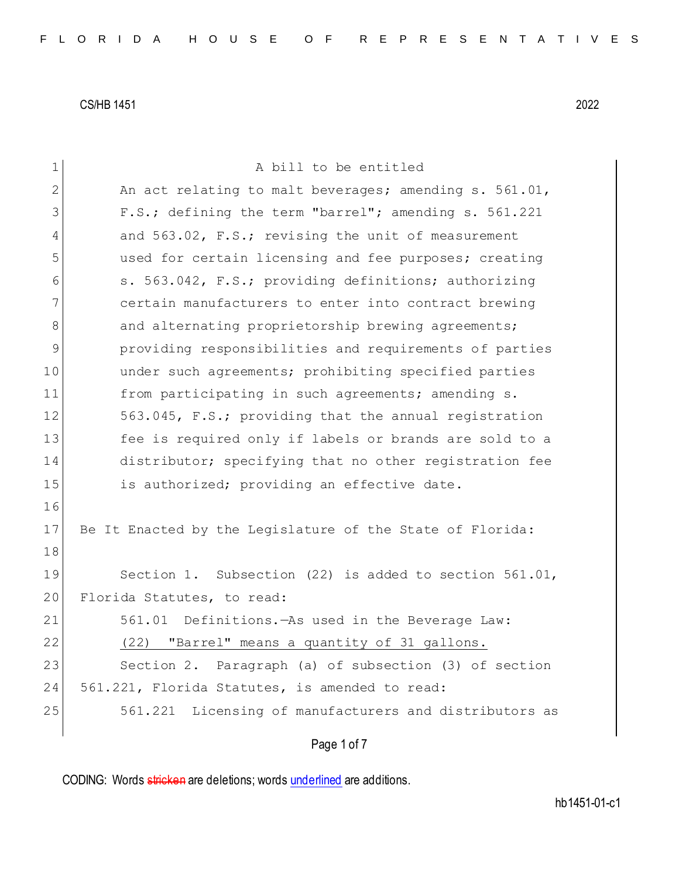CS/HB 1451 2022

A bill to be entitled

An act relating to malt beverages; amending s. 561.01, F.S.; defining the term "barrel"; amending s. 561.221 and 563.02, F.S.; revising the unit of measurement used for certain licensing and fee purposes; creating s. 563.042, F.S.; providing definitions; authorizing certain manufacturers to enter into contract brewing and alternating proprietorship brewing agreements; providing responsibilities and requirements of parties under such agreements; prohibiting specified parties from participating in such agreements; amending s. 563.045, F.S.; providing that the annual registration fee is required only if labels or brands are sold to a distributor; specifying that no other registration fee is authorized; providing an effective date.

Be It Enacted by the Legislature of the State of Florida:

Section 1. Subsection (22) is added to section 561.01, Florida Statutes, to read:

561.01 Definitions.—As used in the Beverage Law:

<u>(22) "Barrel" means a quantity of 31 gallons.</u>

Section 2. Paragraph (a) of subsection (3) of section 561.221, Florida Statutes, is amended to read:

561.221 Licensing of manufacturers and distributors as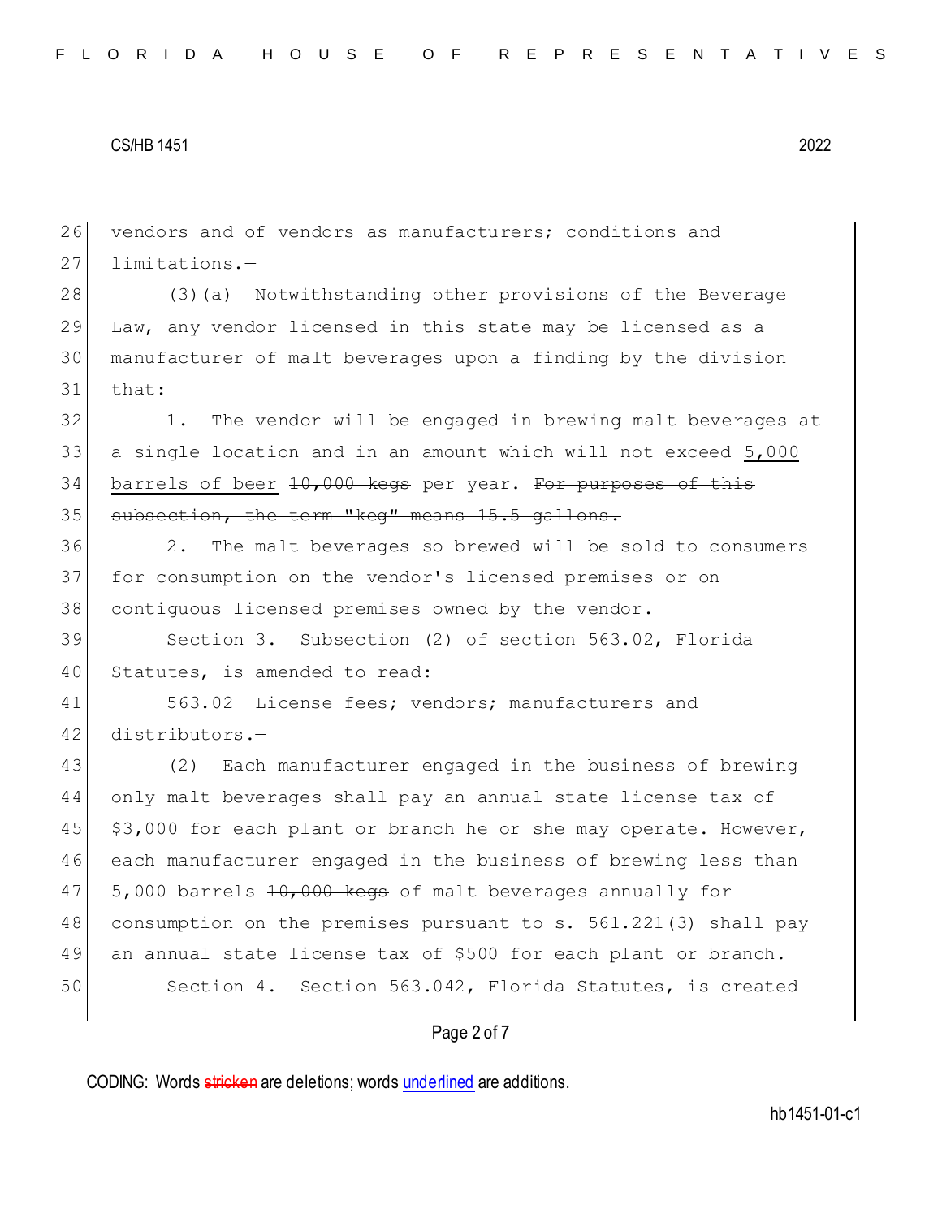vendors and of vendors as manufacturers; conditions and limitations.—

(3)(a) Notwithstanding other provisions of the Beverage Law, any vendor licensed in this state may be licensed as a manufacturer of malt beverages upon a finding by the division that:

1. The vendor will be engaged in brewing malt beverages at a single location and in an amount which will not exceed <u>5,000 barrels of beer</u> ~~10,000 kegs~~ per year. ~~For purposes of this subsection, the term "keg" means 15.5 gallons.~~

2. The malt beverages so brewed will be sold to consumers for consumption on the vendor's licensed premises or on contiguous licensed premises owned by the vendor.

Section 3. Subsection (2) of section 563.02, Florida Statutes, is amended to read:

563.02 License fees; vendors; manufacturers and distributors.—

(2) Each manufacturer engaged in the business of brewing only malt beverages shall pay an annual state license tax of $3,000 for each plant or branch he or she may operate. However, each manufacturer engaged in the business of brewing less than <u>5,000 barrels</u> ~~10,000 kegs~~ of malt beverages annually for consumption on the premises pursuant to s. 561.221(3) shall pay an annual state license tax of $500 for each plant or branch.

Section 4. Section 563.042, Florida Statutes, is created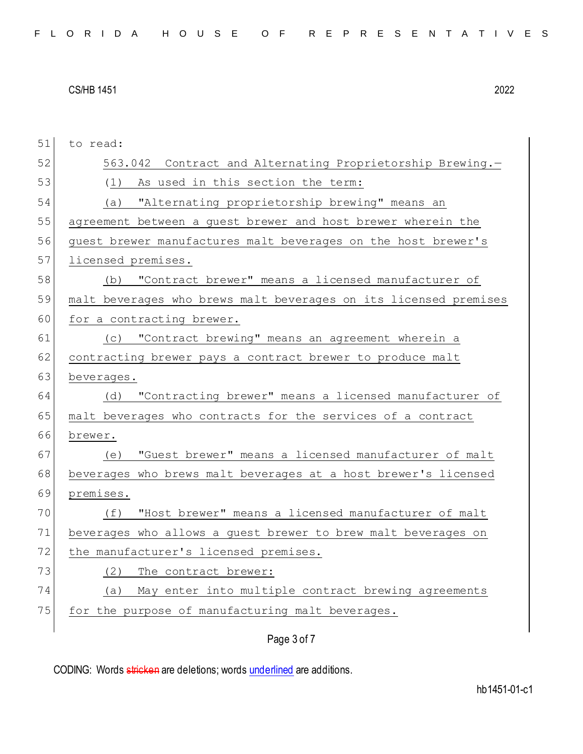to read:

563.042 Contract and Alternating Proprietorship Brewing.—

(1) As used in this section the term:

(a) "Alternating proprietorship brewing" means an agreement between a guest brewer and host brewer wherein the guest brewer manufactures malt beverages on the host brewer's licensed premises.

(b) "Contract brewer" means a licensed manufacturer of malt beverages who brews malt beverages on its licensed premises for a contracting brewer.

(c) "Contract brewing" means an agreement wherein a contracting brewer pays a contract brewer to produce malt beverages.

(d) "Contracting brewer" means a licensed manufacturer of malt beverages who contracts for the services of a contract brewer.

(e) "Guest brewer" means a licensed manufacturer of malt beverages who brews malt beverages at a host brewer's licensed premises.

(f) "Host brewer" means a licensed manufacturer of malt beverages who allows a guest brewer to brew malt beverages on the manufacturer's licensed premises.

(2) The contract brewer:

(a) May enter into multiple contract brewing agreements for the purpose of manufacturing malt beverages.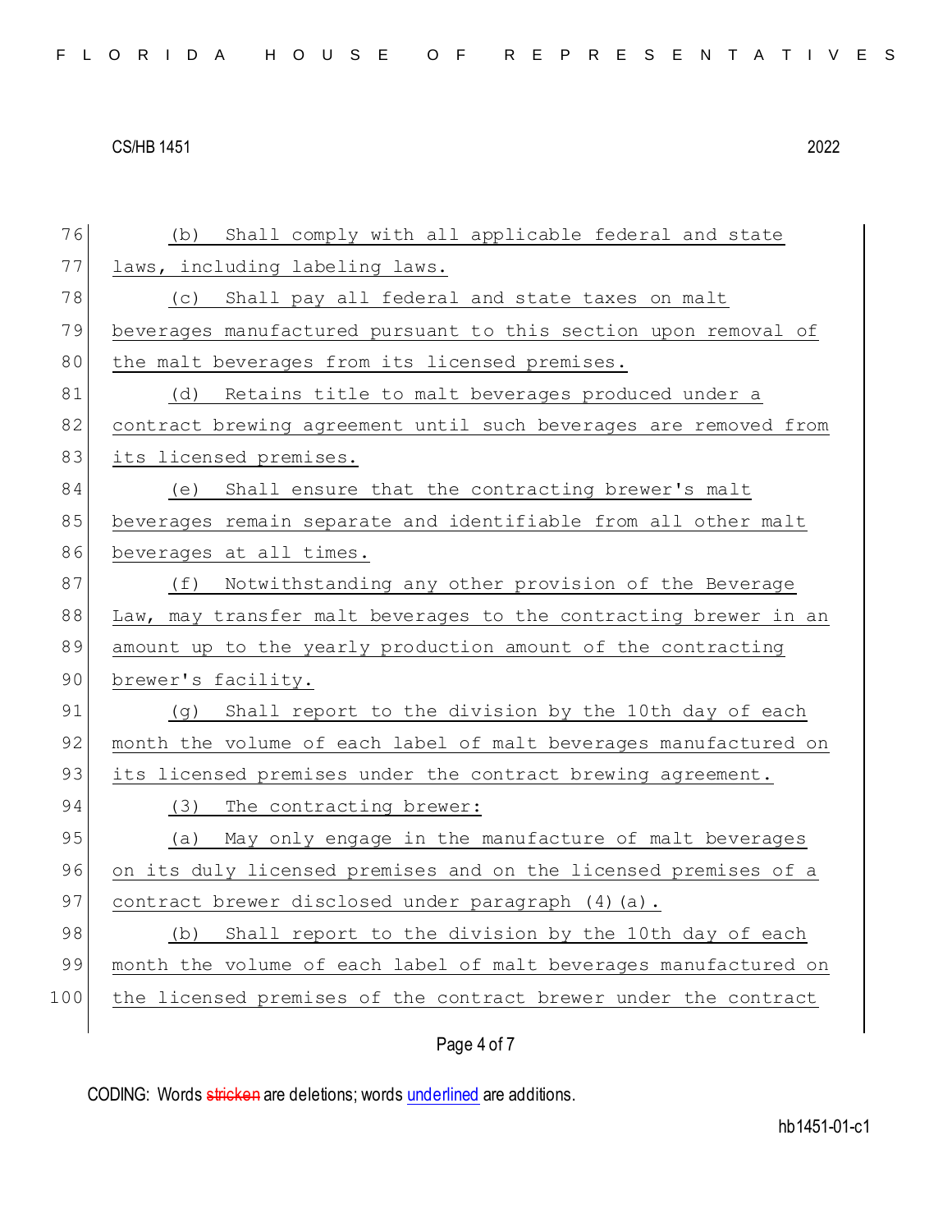(b) Shall comply with all applicable federal and state laws, including labeling laws.

(c) Shall pay all federal and state taxes on malt beverages manufactured pursuant to this section upon removal of the malt beverages from its licensed premises.

(d) Retains title to malt beverages produced under a contract brewing agreement until such beverages are removed from its licensed premises.

(e) Shall ensure that the contracting brewer's malt beverages remain separate and identifiable from all other malt beverages at all times.

(f) Notwithstanding any other provision of the Beverage Law, may transfer malt beverages to the contracting brewer in an amount up to the yearly production amount of the contracting brewer's facility.

(g) Shall report to the division by the 10th day of each month the volume of each label of malt beverages manufactured on its licensed premises under the contract brewing agreement.

(3) The contracting brewer:

(a) May only engage in the manufacture of malt beverages on its duly licensed premises and on the licensed premises of a contract brewer disclosed under paragraph (4)(a).

(b) Shall report to the division by the 10th day of each month the volume of each label of malt beverages manufactured on the licensed premises of the contract brewer under the contract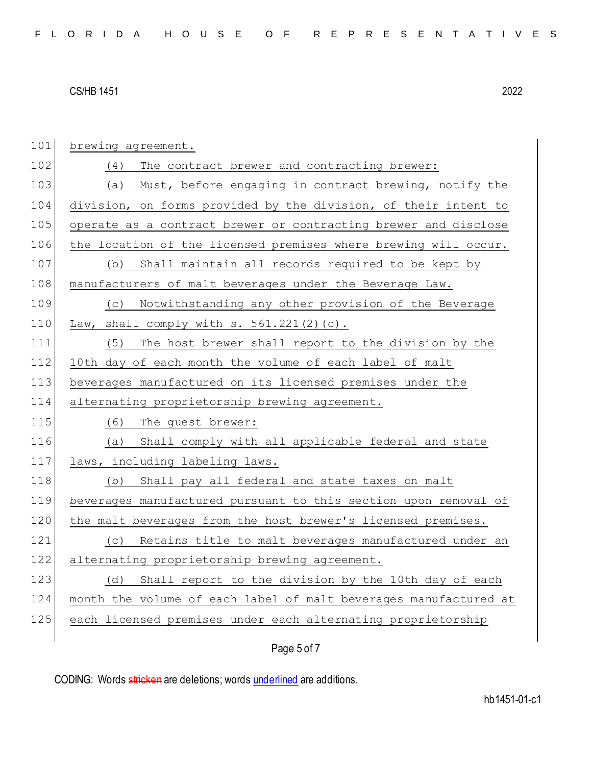brewing agreement.

(4) The contract brewer and contracting brewer:

(a) Must, before engaging in contract brewing, notify the division, on forms provided by the division, of their intent to operate as a contract brewer or contracting brewer and disclose the location of the licensed premises where brewing will occur.

(b) Shall maintain all records required to be kept by manufacturers of malt beverages under the Beverage Law.

(c) Notwithstanding any other provision of the Beverage Law, shall comply with s. 561.221(2)(c).

(5) The host brewer shall report to the division by the 10th day of each month the volume of each label of malt beverages manufactured on its licensed premises under the alternating proprietorship brewing agreement.

(6) The guest brewer:

(a) Shall comply with all applicable federal and state laws, including labeling laws.

(b) Shall pay all federal and state taxes on malt beverages manufactured pursuant to this section upon removal of the malt beverages from the host brewer's licensed premises.

(c) Retains title to malt beverages manufactured under an alternating proprietorship brewing agreement.

(d) Shall report to the division by the 10th day of each month the volume of each label of malt beverages manufactured at each licensed premises under each alternating proprietorship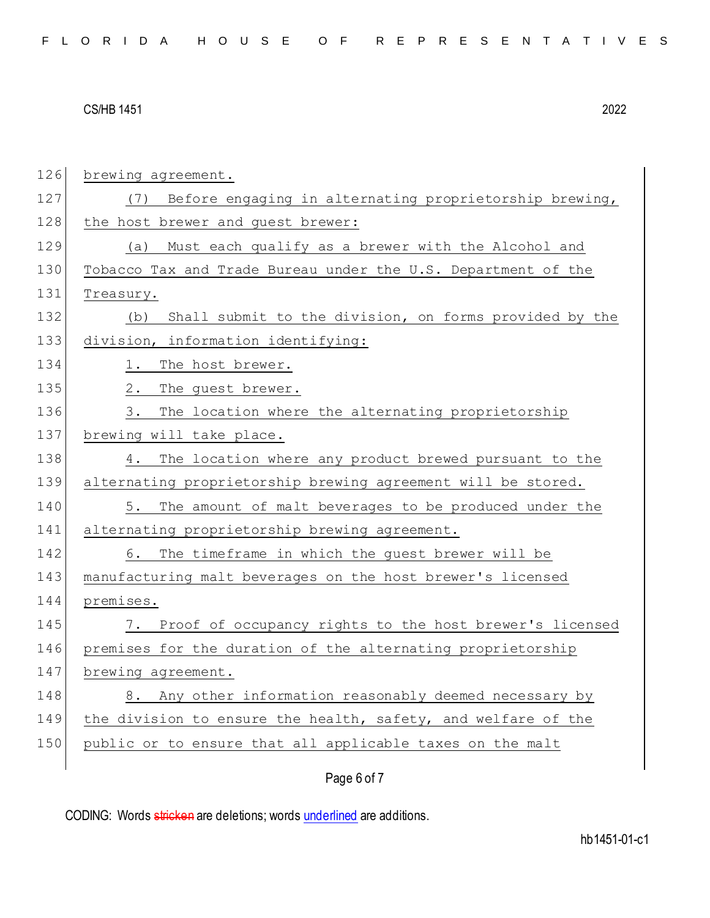brewing agreement.

(7) Before engaging in alternating proprietorship brewing, the host brewer and guest brewer:

(a) Must each qualify as a brewer with the Alcohol and Tobacco Tax and Trade Bureau under the U.S. Department of the Treasury.

(b) Shall submit to the division, on forms provided by the division, information identifying:

1. The host brewer.

2. The guest brewer.

3. The location where the alternating proprietorship brewing will take place.

4. The location where any product brewed pursuant to the alternating proprietorship brewing agreement will be stored.

5. The amount of malt beverages to be produced under the alternating proprietorship brewing agreement.

6. The timeframe in which the guest brewer will be manufacturing malt beverages on the host brewer's licensed premises.

7. Proof of occupancy rights to the host brewer's licensed premises for the duration of the alternating proprietorship brewing agreement.

8. Any other information reasonably deemed necessary by the division to ensure the health, safety, and welfare of the public or to ensure that all applicable taxes on the malt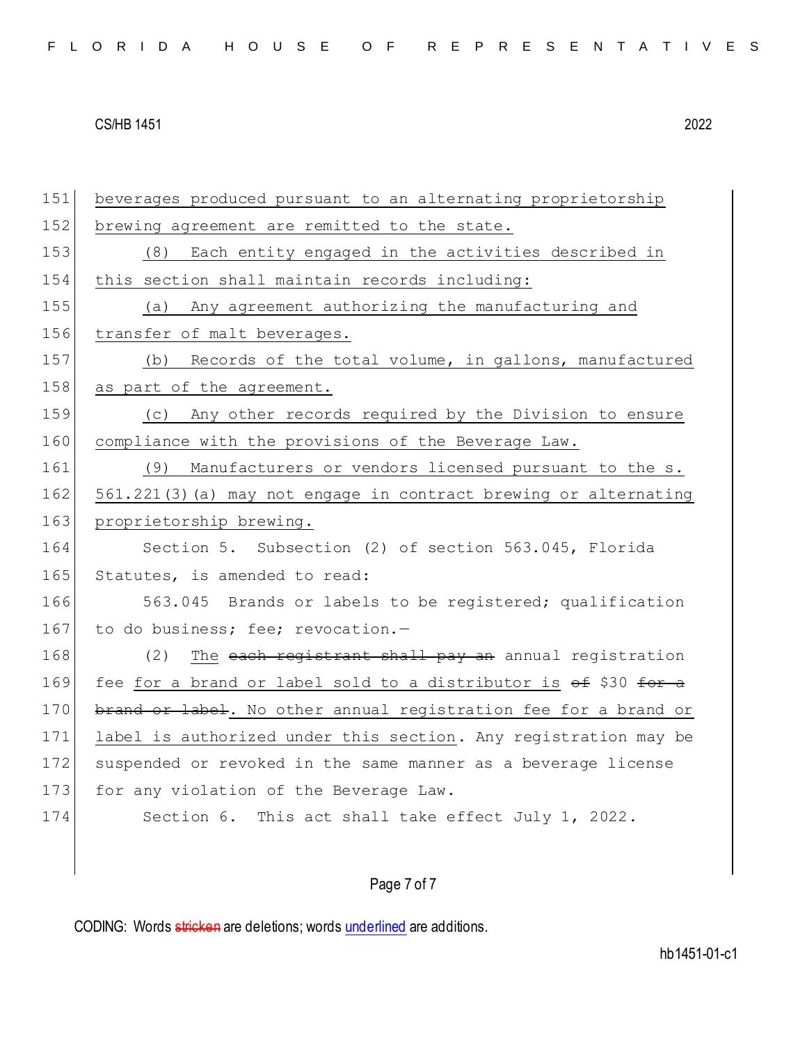151 beverages produced pursuant to an alternating proprietorship
152 brewing agreement are remitted to the state.

153 (8) Each entity engaged in the activities described in
154 this section shall maintain records including:

155 (a) Any agreement authorizing the manufacturing and
156 transfer of malt beverages.

157 (b) Records of the total volume, in gallons, manufactured
158 as part of the agreement.

159 (c) Any other records required by the Division to ensure
160 compliance with the provisions of the Beverage Law.

161 (9) Manufacturers or vendors licensed pursuant to the s.
162 561.221(3)(a) may not engage in contract brewing or alternating
163 proprietorship brewing.

164 Section 5. Subsection (2) of section 563.045, Florida
165 Statutes, is amended to read:

166 563.045 Brands or labels to be registered; qualification
167 to do business; fee; revocation.—

168 (2) The ~~each registrant shall pay an~~ annual registration
169 fee for a brand or label sold to a distributor is ~~of~~ $30 ~~for a~~
170 ~~brand or label~~. No other annual registration fee for a brand or
171 label is authorized under this section. Any registration may be
172 suspended or revoked in the same manner as a beverage license
173 for any violation of the Beverage Law.

174 Section 6. This act shall take effect July 1, 2022.

CODING: Words ~~stricken~~ are deletions; words underlined are additions.